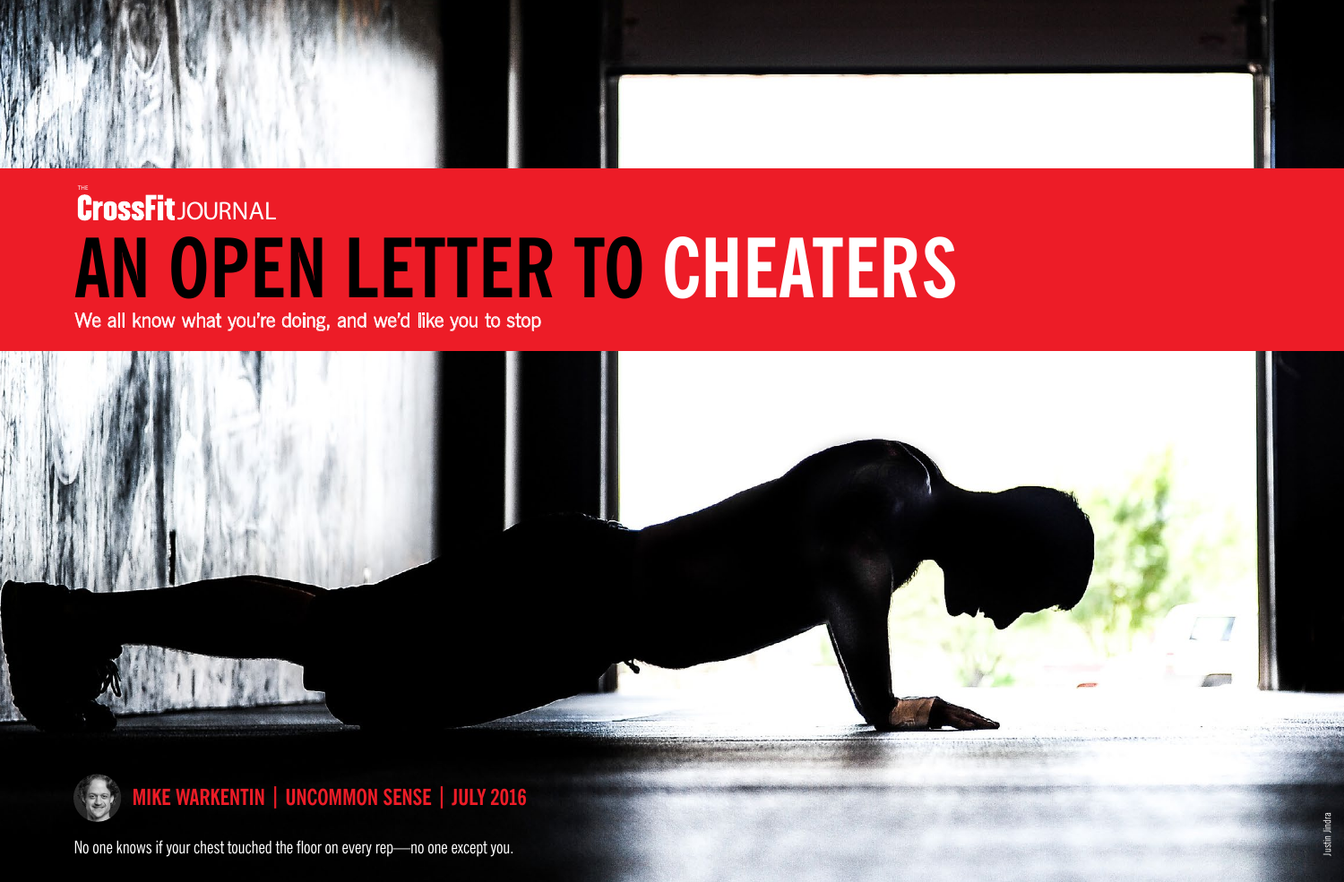THE **CrossFit** JOURNAL

# AN OPEN LETTER TO CHEATERS

We all know what you're doing, and we'd like you to stop

**MIKE WARKENTIN | UNCOMMON SENSE | JULY 2016**

No one knows if your chest touched the floor on every rep—no one except you.

Justin Jindra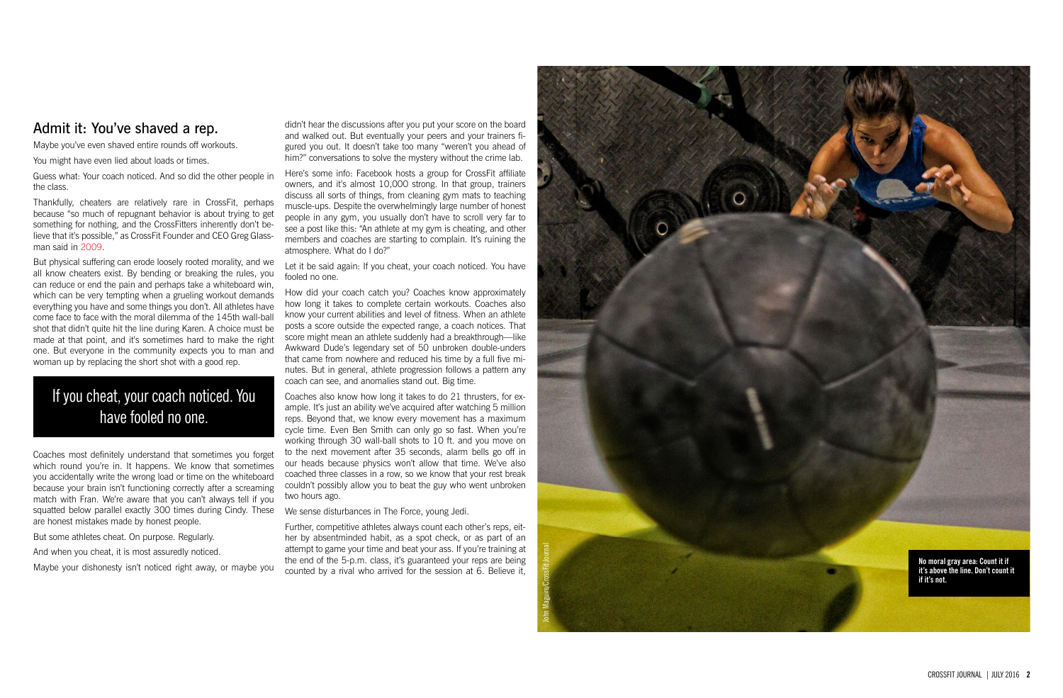## Admit it: You've shaved a rep.

Maybe you've even shaved entire rounds off workouts.

You might have even lied about loads or times.

Guess what: Your coach noticed. And so did the other people in the class.

Thankfully, cheaters are relatively rare in CrossFit, perhaps because "so much of repugnant behavior is about trying to get something for nothing, and the CrossFitters inherently don't believe that it's possible," as CrossFit Founder and CEO Greg Glassman said in 2009.

But physical suffering can erode loosely rooted morality, and we all know cheaters exist. By bending or breaking the rules, you can reduce or end the pain and perhaps take a whiteboard win, which can be very tempting when a grueling workout demands everything you have and some things you don't. All athletes have come face to face with the moral dilemma of the 145th wall-ball shot that didn't quite hit the line during Karen. A choice must be made at that point, and it's sometimes hard to make the right one. But everyone in the community expects you to man and woman up by replacing the short shot with a good rep.

> If you cheat, your coach noticed. You have fooled no one.

Coaches most definitely understand that sometimes you forget which round you're in. It happens. We know that sometimes you accidentally write the wrong load or time on the whiteboard because your brain isn't functioning correctly after a screaming match with Fran. We're aware that you can't always tell if you squatted below parallel exactly 300 times during Cindy. These are honest mistakes made by honest people.

But some athletes cheat. On purpose. Regularly.

And when you cheat, it is most assuredly noticed.

Maybe your dishonesty isn't noticed right away, or maybe you didn't hear the discussions after you put your score on the board and walked out. But eventually your peers and your trainers figured you out. It doesn't take too many "weren't you ahead of him?" conversations to solve the mystery without the crime lab.

Here's some info: Facebook hosts a group for CrossFit affiliate owners, and it's almost 10,000 strong. In that group, trainers discuss all sorts of things, from cleaning gym mats to teaching muscle-ups. Despite the overwhelmingly large number of honest people in any gym, you usually don't have to scroll very far to see a post like this: "An athlete at my gym is cheating, and other members and coaches are starting to complain. It's ruining the atmosphere. What do I do?"

Let it be said again: If you cheat, your coach noticed. You have fooled no one.

How did your coach catch you? Coaches know approximately how long it takes to complete certain workouts. Coaches also know your current abilities and level of fitness. When an athlete posts a score outside the expected range, a coach notices. That score might mean an athlete suddenly had a breakthrough—like Awkward Dude's legendary set of 50 unbroken double-unders that came from nowhere and reduced his time by a full five minutes. But in general, athlete progression follows a pattern any coach can see, and anomalies stand out. Big time.

Coaches also know how long it takes to do 21 thrusters, for example. It's just an ability we've acquired after watching 5 million reps. Beyond that, we know every movement has a maximum cycle time. Even Ben Smith can only go so fast. When you're working through 30 wall-ball shots to 10 ft. and you move on to the next movement after 35 seconds, alarm bells go off in our heads because physics won't allow that time. We've also coached three classes in a row, so we know that your rest break couldn't possibly allow you to beat the guy who went unbroken two hours ago.

We sense disturbances in The Force, young Jedi.

Further, competitive athletes always count each other's reps, either by absentminded habit, as a spot check, or as part of an attempt to game your time and beat your ass. If you're training at the end of the 5-p.m. class, it's guaranteed your reps are being counted by a rival who arrived for the session at 6. Believe it,

John Maguire/CrossFit Journal

**No moral gray area: Count it if it's above the line. Don't count it if it's not.**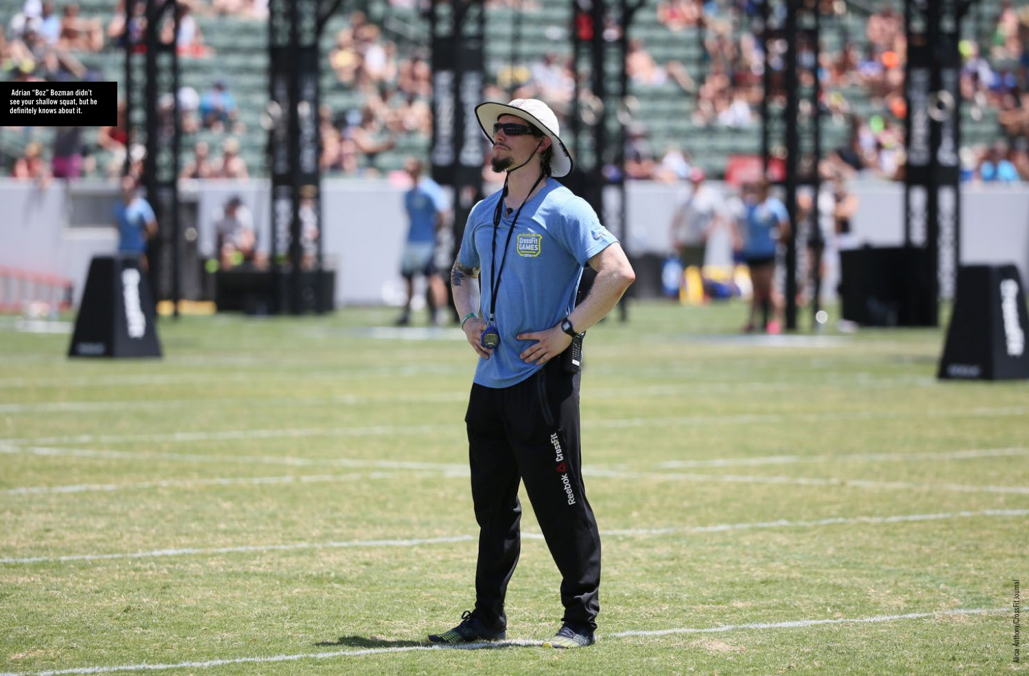Adrian "Boz" Bozman didn't see your shallow squat, but he definitely knows about it.

Alicia Anthony/CrossFit Journal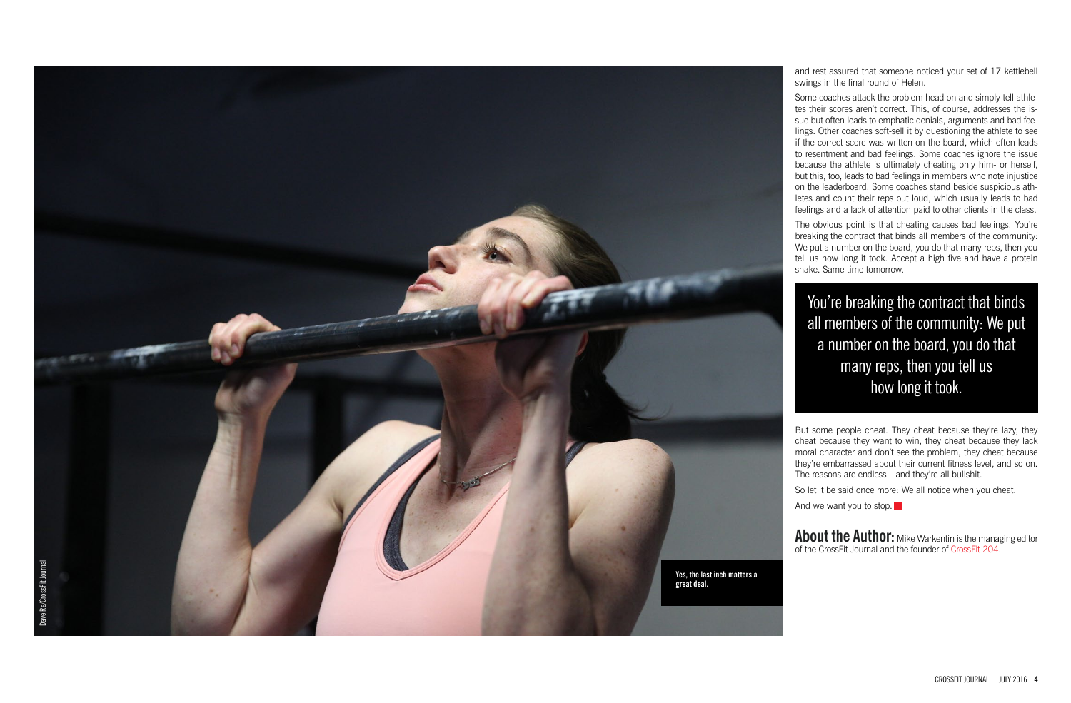and rest assured that someone noticed your set of 17 kettlebell swings in the final round of Helen.

Some coaches attack the problem head on and simply tell athletes their scores aren't correct. This, of course, addresses the issue but often leads to emphatic denials, arguments and bad feelings. Other coaches soft-sell it by questioning the athlete to see if the correct score was written on the board, which often leads to resentment and bad feelings. Some coaches ignore the issue because the athlete is ultimately cheating only him- or herself, but this, too, leads to bad feelings in members who note injustice on the leaderboard. Some coaches stand beside suspicious athletes and count their reps out loud, which usually leads to bad feelings and a lack of attention paid to other clients in the class.

The obvious point is that cheating causes bad feelings. You're breaking the contract that binds all members of the community: We put a number on the board, you do that many reps, then you tell us how long it took. Accept a high five and have a protein shake. Same time tomorrow.

> You're breaking the contract that binds all members of the community: We put a number on the board, you do that many reps, then you tell us how long it took.

But some people cheat. They cheat because they're lazy, they cheat because they want to win, they cheat because they lack moral character and don't see the problem, they cheat because they're embarrassed about their current fitness level, and so on. The reasons are endless—and they're all bullshit.

So let it be said once more: We all notice when you cheat.

And we want you to stop.

**About the Author:** Mike Warkentin is the managing editor of the CrossFit Journal and the founder of CrossFit 204.

Dave Re/CrossFit Journal

Yes, the last inch matters a great deal.